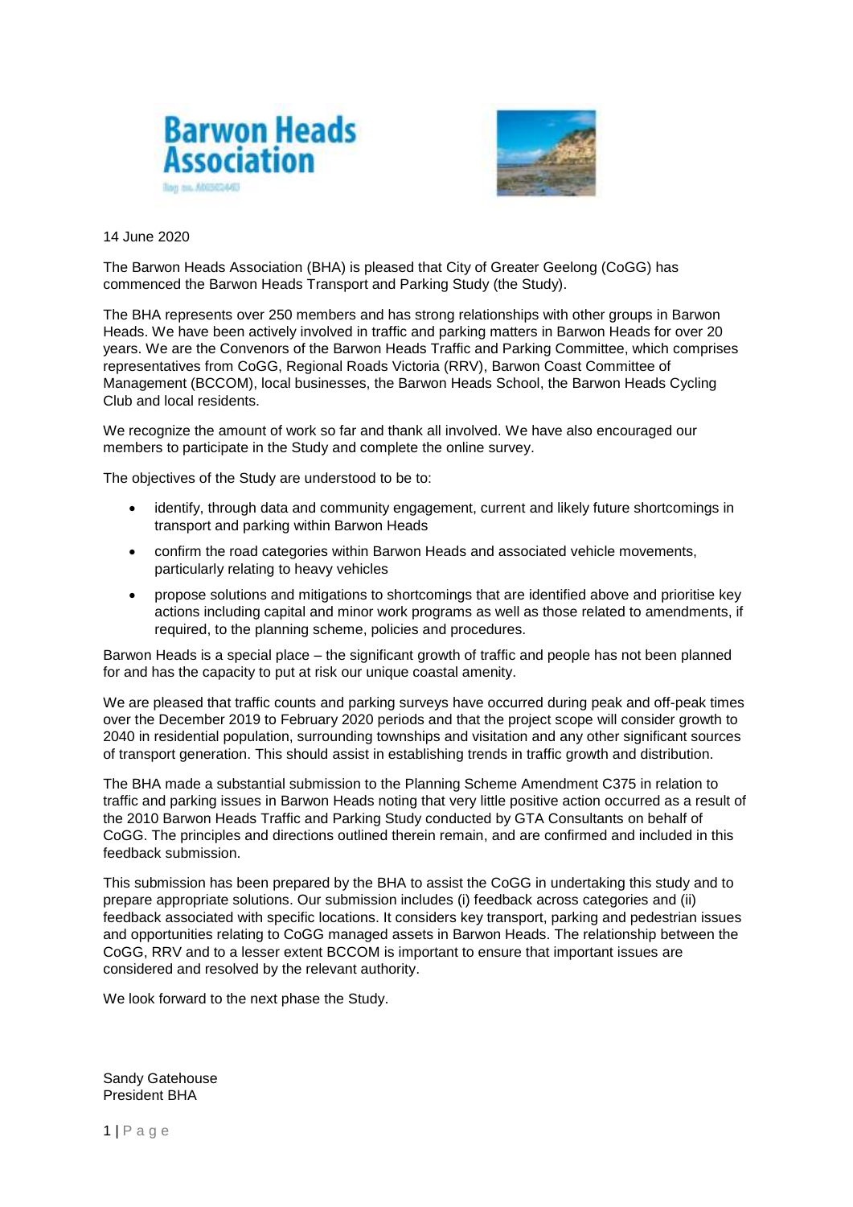**Barwon Heads Association**

Reg no. A0050244G

14 June 2020

The Barwon Heads Association (BHA) is pleased that City of Greater Geelong (CoGG) has commenced the Barwon Heads Transport and Parking Study (the Study).

The BHA represents over 250 members and has strong relationships with other groups in Barwon Heads. We have been actively involved in traffic and parking matters in Barwon Heads for over 20 years. We are the Convenors of the Barwon Heads Traffic and Parking Committee, which comprises representatives from CoGG, Regional Roads Victoria (RRV), Barwon Coast Committee of Management (BCCOM), local businesses, the Barwon Heads School, the Barwon Heads Cycling Club and local residents.

We recognize the amount of work so far and thank all involved. We have also encouraged our members to participate in the Study and complete the online survey.

The objectives of the Study are understood to be to:

- identify, through data and community engagement, current and likely future shortcomings in transport and parking within Barwon Heads
- confirm the road categories within Barwon Heads and associated vehicle movements, particularly relating to heavy vehicles
- propose solutions and mitigations to shortcomings that are identified above and prioritise key actions including capital and minor work programs as well as those related to amendments, if required, to the planning scheme, policies and procedures.

Barwon Heads is a special place – the significant growth of traffic and people has not been planned for and has the capacity to put at risk our unique coastal amenity.

We are pleased that traffic counts and parking surveys have occurred during peak and off-peak times over the December 2019 to February 2020 periods and that the project scope will consider growth to 2040 in residential population, surrounding townships and visitation and any other significant sources of transport generation. This should assist in establishing trends in traffic growth and distribution.

The BHA made a substantial submission to the Planning Scheme Amendment C375 in relation to traffic and parking issues in Barwon Heads noting that very little positive action occurred as a result of the 2010 Barwon Heads Traffic and Parking Study conducted by GTA Consultants on behalf of CoGG. The principles and directions outlined therein remain, and are confirmed and included in this feedback submission.

This submission has been prepared by the BHA to assist the CoGG in undertaking this study and to prepare appropriate solutions. Our submission includes (i) feedback across categories and (ii) feedback associated with specific locations. It considers key transport, parking and pedestrian issues and opportunities relating to CoGG managed assets in Barwon Heads. The relationship between the CoGG, RRV and to a lesser extent BCCOM is important to ensure that important issues are considered and resolved by the relevant authority.

We look forward to the next phase the Study.

Sandy Gatehouse
President BHA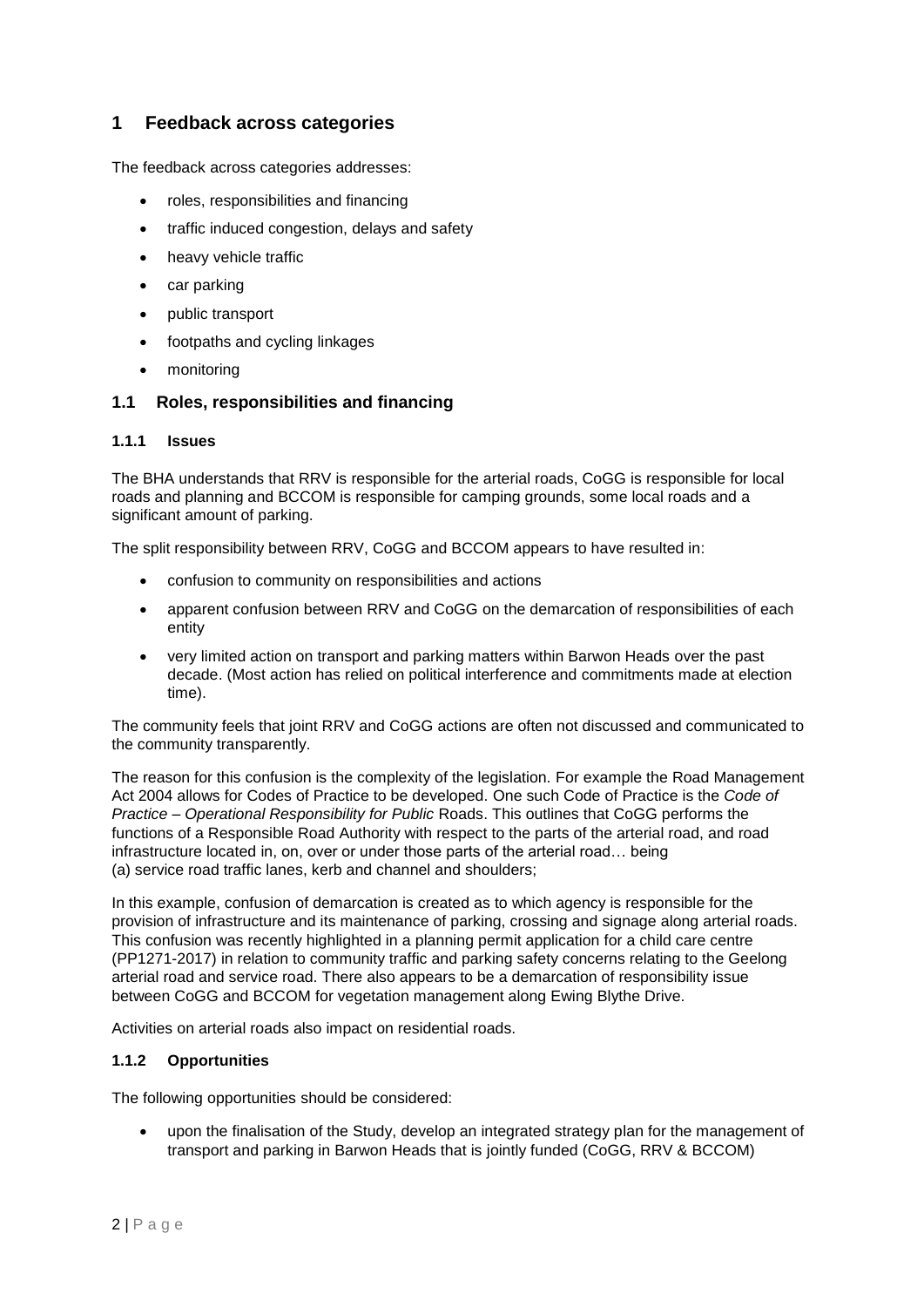# 1 Feedback across categories

The feedback across categories addresses:

- roles, responsibilities and financing
- traffic induced congestion, delays and safety
- heavy vehicle traffic
- car parking
- public transport
- footpaths and cycling linkages
- monitoring

## 1.1 Roles, responsibilities and financing

### 1.1.1 Issues

The BHA understands that RRV is responsible for the arterial roads, CoGG is responsible for local roads and planning and BCCOM is responsible for camping grounds, some local roads and a significant amount of parking.

The split responsibility between RRV, CoGG and BCCOM appears to have resulted in:

- confusion to community on responsibilities and actions
- apparent confusion between RRV and CoGG on the demarcation of responsibilities of each entity
- very limited action on transport and parking matters within Barwon Heads over the past decade. (Most action has relied on political interference and commitments made at election time).

The community feels that joint RRV and CoGG actions are often not discussed and communicated to the community transparently.

The reason for this confusion is the complexity of the legislation. For example the Road Management Act 2004 allows for Codes of Practice to be developed. One such Code of Practice is the *Code of Practice – Operational Responsibility for Public* Roads. This outlines that CoGG performs the functions of a Responsible Road Authority with respect to the parts of the arterial road, and road infrastructure located in, on, over or under those parts of the arterial road… being
(a) service road traffic lanes, kerb and channel and shoulders;

In this example, confusion of demarcation is created as to which agency is responsible for the provision of infrastructure and its maintenance of parking, crossing and signage along arterial roads. This confusion was recently highlighted in a planning permit application for a child care centre (PP1271-2017) in relation to community traffic and parking safety concerns relating to the Geelong arterial road and service road. There also appears to be a demarcation of responsibility issue between CoGG and BCCOM for vegetation management along Ewing Blythe Drive.

Activities on arterial roads also impact on residential roads.

### 1.1.2 Opportunities

The following opportunities should be considered:

- upon the finalisation of the Study, develop an integrated strategy plan for the management of transport and parking in Barwon Heads that is jointly funded (CoGG, RRV & BCCOM)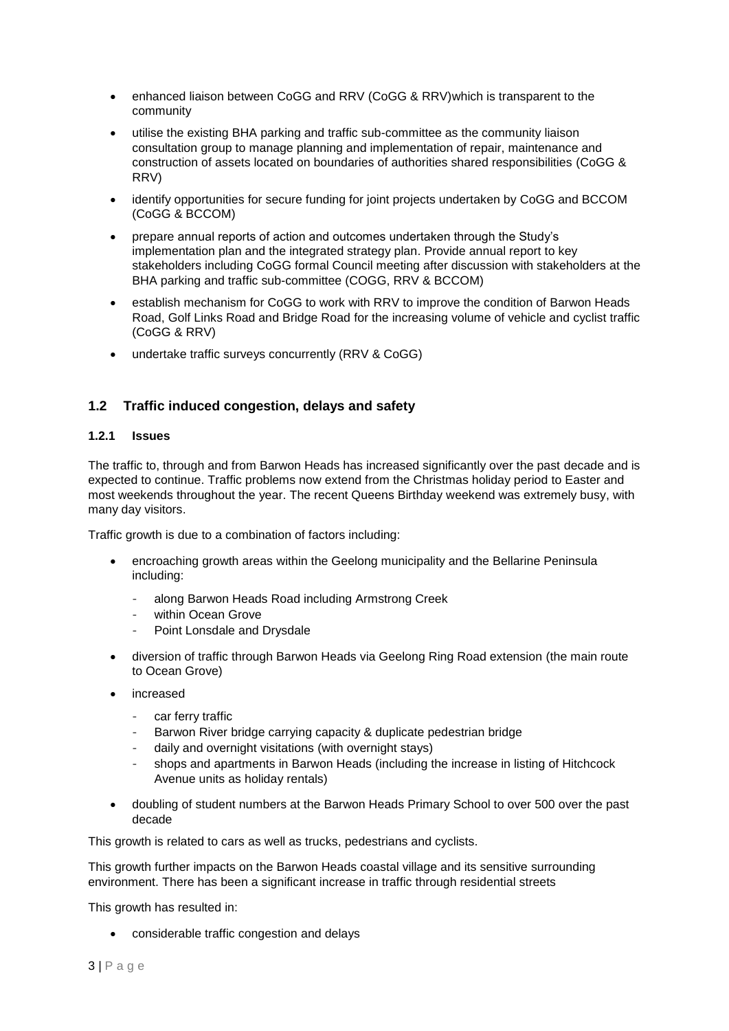- enhanced liaison between CoGG and RRV (CoGG & RRV)which is transparent to the community
- utilise the existing BHA parking and traffic sub-committee as the community liaison consultation group to manage planning and implementation of repair, maintenance and construction of assets located on boundaries of authorities shared responsibilities (CoGG & RRV)
- identify opportunities for secure funding for joint projects undertaken by CoGG and BCCOM (CoGG & BCCOM)
- prepare annual reports of action and outcomes undertaken through the Study's implementation plan and the integrated strategy plan. Provide annual report to key stakeholders including CoGG formal Council meeting after discussion with stakeholders at the BHA parking and traffic sub-committee (COGG, RRV & BCCOM)
- establish mechanism for CoGG to work with RRV to improve the condition of Barwon Heads Road, Golf Links Road and Bridge Road for the increasing volume of vehicle and cyclist traffic (CoGG & RRV)
- undertake traffic surveys concurrently (RRV & CoGG)

## 1.2 Traffic induced congestion, delays and safety

### 1.2.1 Issues

The traffic to, through and from Barwon Heads has increased significantly over the past decade and is expected to continue. Traffic problems now extend from the Christmas holiday period to Easter and most weekends throughout the year. The recent Queens Birthday weekend was extremely busy, with many day visitors.

Traffic growth is due to a combination of factors including:

- encroaching growth areas within the Geelong municipality and the Bellarine Peninsula including:
  - along Barwon Heads Road including Armstrong Creek
  - within Ocean Grove
  - Point Lonsdale and Drysdale
- diversion of traffic through Barwon Heads via Geelong Ring Road extension (the main route to Ocean Grove)
- increased
  - car ferry traffic
  - Barwon River bridge carrying capacity & duplicate pedestrian bridge
  - daily and overnight visitations (with overnight stays)
  - shops and apartments in Barwon Heads (including the increase in listing of Hitchcock Avenue units as holiday rentals)
- doubling of student numbers at the Barwon Heads Primary School to over 500 over the past decade

This growth is related to cars as well as trucks, pedestrians and cyclists.

This growth further impacts on the Barwon Heads coastal village and its sensitive surrounding environment. There has been a significant increase in traffic through residential streets

This growth has resulted in:

- considerable traffic congestion and delays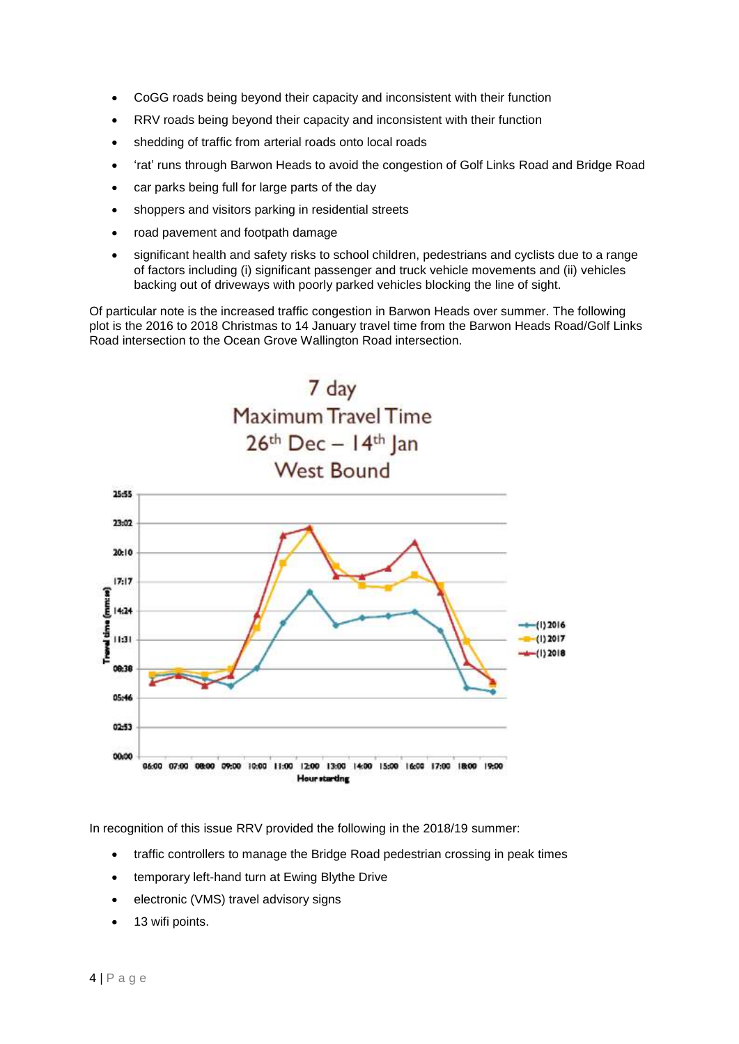- CoGG roads being beyond their capacity and inconsistent with their function
- RRV roads being beyond their capacity and inconsistent with their function
- shedding of traffic from arterial roads onto local roads
- 'rat' runs through Barwon Heads to avoid the congestion of Golf Links Road and Bridge Road
- car parks being full for large parts of the day
- shoppers and visitors parking in residential streets
- road pavement and footpath damage
- significant health and safety risks to school children, pedestrians and cyclists due to a range of factors including (i) significant passenger and truck vehicle movements and (ii) vehicles backing out of driveways with poorly parked vehicles blocking the line of sight.

Of particular note is the increased traffic congestion in Barwon Heads over summer. The following plot is the 2016 to 2018 Christmas to 14 January travel time from the Barwon Heads Road/Golf Links Road intersection to the Ocean Grove Wallington Road intersection.

**7 day Maximum Travel Time 26th Dec – 14th Jan West Bound**

In recognition of this issue RRV provided the following in the 2018/19 summer:

- traffic controllers to manage the Bridge Road pedestrian crossing in peak times
- temporary left-hand turn at Ewing Blythe Drive
- electronic (VMS) travel advisory signs
- 13 wifi points.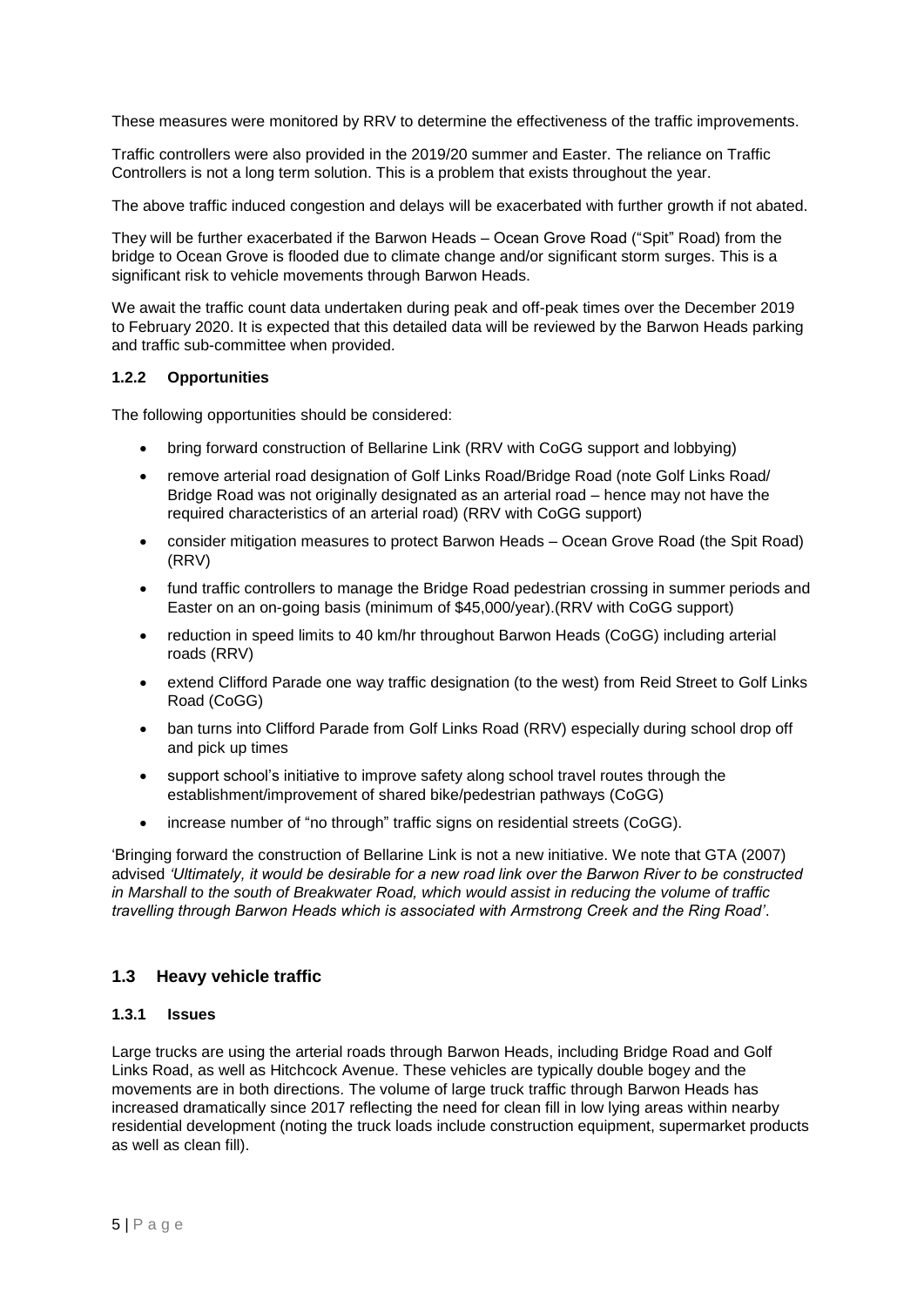These measures were monitored by RRV to determine the effectiveness of the traffic improvements.

Traffic controllers were also provided in the 2019/20 summer and Easter. The reliance on Traffic Controllers is not a long term solution. This is a problem that exists throughout the year.

The above traffic induced congestion and delays will be exacerbated with further growth if not abated.

They will be further exacerbated if the Barwon Heads – Ocean Grove Road ("Spit" Road) from the bridge to Ocean Grove is flooded due to climate change and/or significant storm surges. This is a significant risk to vehicle movements through Barwon Heads.

We await the traffic count data undertaken during peak and off-peak times over the December 2019 to February 2020. It is expected that this detailed data will be reviewed by the Barwon Heads parking and traffic sub-committee when provided.

#### 1.2.2 Opportunities

The following opportunities should be considered:

- bring forward construction of Bellarine Link (RRV with CoGG support and lobbying)
- remove arterial road designation of Golf Links Road/Bridge Road (note Golf Links Road/ Bridge Road was not originally designated as an arterial road – hence may not have the required characteristics of an arterial road) (RRV with CoGG support)
- consider mitigation measures to protect Barwon Heads – Ocean Grove Road (the Spit Road) (RRV)
- fund traffic controllers to manage the Bridge Road pedestrian crossing in summer periods and Easter on an on-going basis (minimum of $45,000/year).(RRV with CoGG support)
- reduction in speed limits to 40 km/hr throughout Barwon Heads (CoGG) including arterial roads (RRV)
- extend Clifford Parade one way traffic designation (to the west) from Reid Street to Golf Links Road (CoGG)
- ban turns into Clifford Parade from Golf Links Road (RRV) especially during school drop off and pick up times
- support school's initiative to improve safety along school travel routes through the establishment/improvement of shared bike/pedestrian pathways (CoGG)
- increase number of "no through" traffic signs on residential streets (CoGG).

'Bringing forward the construction of Bellarine Link is not a new initiative. We note that GTA (2007) advised *'Ultimately, it would be desirable for a new road link over the Barwon River to be constructed in Marshall to the south of Breakwater Road, which would assist in reducing the volume of traffic travelling through Barwon Heads which is associated with Armstrong Creek and the Ring Road'*.

### 1.3 Heavy vehicle traffic

#### 1.3.1 Issues

Large trucks are using the arterial roads through Barwon Heads, including Bridge Road and Golf Links Road, as well as Hitchcock Avenue. These vehicles are typically double bogey and the movements are in both directions. The volume of large truck traffic through Barwon Heads has increased dramatically since 2017 reflecting the need for clean fill in low lying areas within nearby residential development (noting the truck loads include construction equipment, supermarket products as well as clean fill).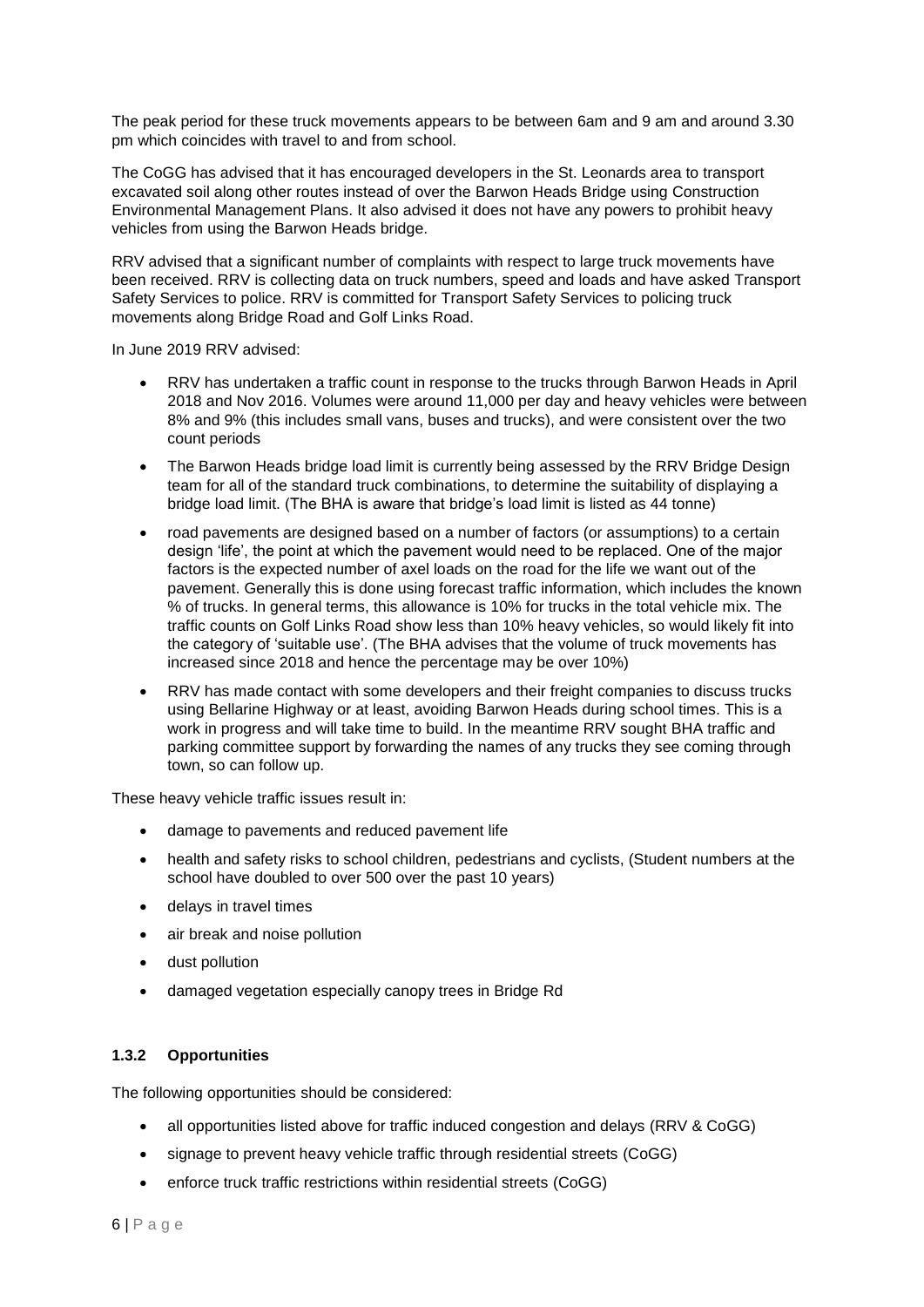The peak period for these truck movements appears to be between 6am and 9 am and around 3.30 pm which coincides with travel to and from school.

The CoGG has advised that it has encouraged developers in the St. Leonards area to transport excavated soil along other routes instead of over the Barwon Heads Bridge using Construction Environmental Management Plans. It also advised it does not have any powers to prohibit heavy vehicles from using the Barwon Heads bridge.

RRV advised that a significant number of complaints with respect to large truck movements have been received. RRV is collecting data on truck numbers, speed and loads and have asked Transport Safety Services to police. RRV is committed for Transport Safety Services to policing truck movements along Bridge Road and Golf Links Road.

In June 2019 RRV advised:

- RRV has undertaken a traffic count in response to the trucks through Barwon Heads in April 2018 and Nov 2016. Volumes were around 11,000 per day and heavy vehicles were between 8% and 9% (this includes small vans, buses and trucks), and were consistent over the two count periods
- The Barwon Heads bridge load limit is currently being assessed by the RRV Bridge Design team for all of the standard truck combinations, to determine the suitability of displaying a bridge load limit. (The BHA is aware that bridge's load limit is listed as 44 tonne)
- road pavements are designed based on a number of factors (or assumptions) to a certain design 'life', the point at which the pavement would need to be replaced. One of the major factors is the expected number of axel loads on the road for the life we want out of the pavement. Generally this is done using forecast traffic information, which includes the known % of trucks. In general terms, this allowance is 10% for trucks in the total vehicle mix. The traffic counts on Golf Links Road show less than 10% heavy vehicles, so would likely fit into the category of 'suitable use'. (The BHA advises that the volume of truck movements has increased since 2018 and hence the percentage may be over 10%)
- RRV has made contact with some developers and their freight companies to discuss trucks using Bellarine Highway or at least, avoiding Barwon Heads during school times. This is a work in progress and will take time to build. In the meantime RRV sought BHA traffic and parking committee support by forwarding the names of any trucks they see coming through town, so can follow up.

These heavy vehicle traffic issues result in:

- damage to pavements and reduced pavement life
- health and safety risks to school children, pedestrians and cyclists, (Student numbers at the school have doubled to over 500 over the past 10 years)
- delays in travel times
- air break and noise pollution
- dust pollution
- damaged vegetation especially canopy trees in Bridge Rd

#### 1.3.2 Opportunities

The following opportunities should be considered:

- all opportunities listed above for traffic induced congestion and delays (RRV & CoGG)
- signage to prevent heavy vehicle traffic through residential streets (CoGG)
- enforce truck traffic restrictions within residential streets (CoGG)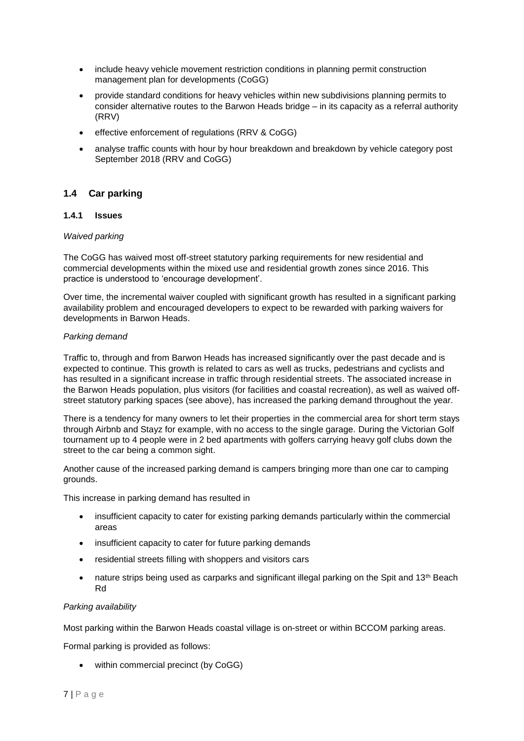- include heavy vehicle movement restriction conditions in planning permit construction management plan for developments (CoGG)
- provide standard conditions for heavy vehicles within new subdivisions planning permits to consider alternative routes to the Barwon Heads bridge – in its capacity as a referral authority (RRV)
- effective enforcement of regulations (RRV & CoGG)
- analyse traffic counts with hour by hour breakdown and breakdown by vehicle category post September 2018 (RRV and CoGG)

## 1.4 Car parking

### 1.4.1 Issues

*Waived parking*

The CoGG has waived most off-street statutory parking requirements for new residential and commercial developments within the mixed use and residential growth zones since 2016. This practice is understood to 'encourage development'.

Over time, the incremental waiver coupled with significant growth has resulted in a significant parking availability problem and encouraged developers to expect to be rewarded with parking waivers for developments in Barwon Heads.

*Parking demand*

Traffic to, through and from Barwon Heads has increased significantly over the past decade and is expected to continue. This growth is related to cars as well as trucks, pedestrians and cyclists and has resulted in a significant increase in traffic through residential streets. The associated increase in the Barwon Heads population, plus visitors (for facilities and coastal recreation), as well as waived off-street statutory parking spaces (see above), has increased the parking demand throughout the year.

There is a tendency for many owners to let their properties in the commercial area for short term stays through Airbnb and Stayz for example, with no access to the single garage. During the Victorian Golf tournament up to 4 people were in 2 bed apartments with golfers carrying heavy golf clubs down the street to the car being a common sight.

Another cause of the increased parking demand is campers bringing more than one car to camping grounds.

This increase in parking demand has resulted in

- insufficient capacity to cater for existing parking demands particularly within the commercial areas
- insufficient capacity to cater for future parking demands
- residential streets filling with shoppers and visitors cars
- nature strips being used as carparks and significant illegal parking on the Spit and 13th Beach Rd

*Parking availability*

Most parking within the Barwon Heads coastal village is on-street or within BCCOM parking areas.

Formal parking is provided as follows:

- within commercial precinct (by CoGG)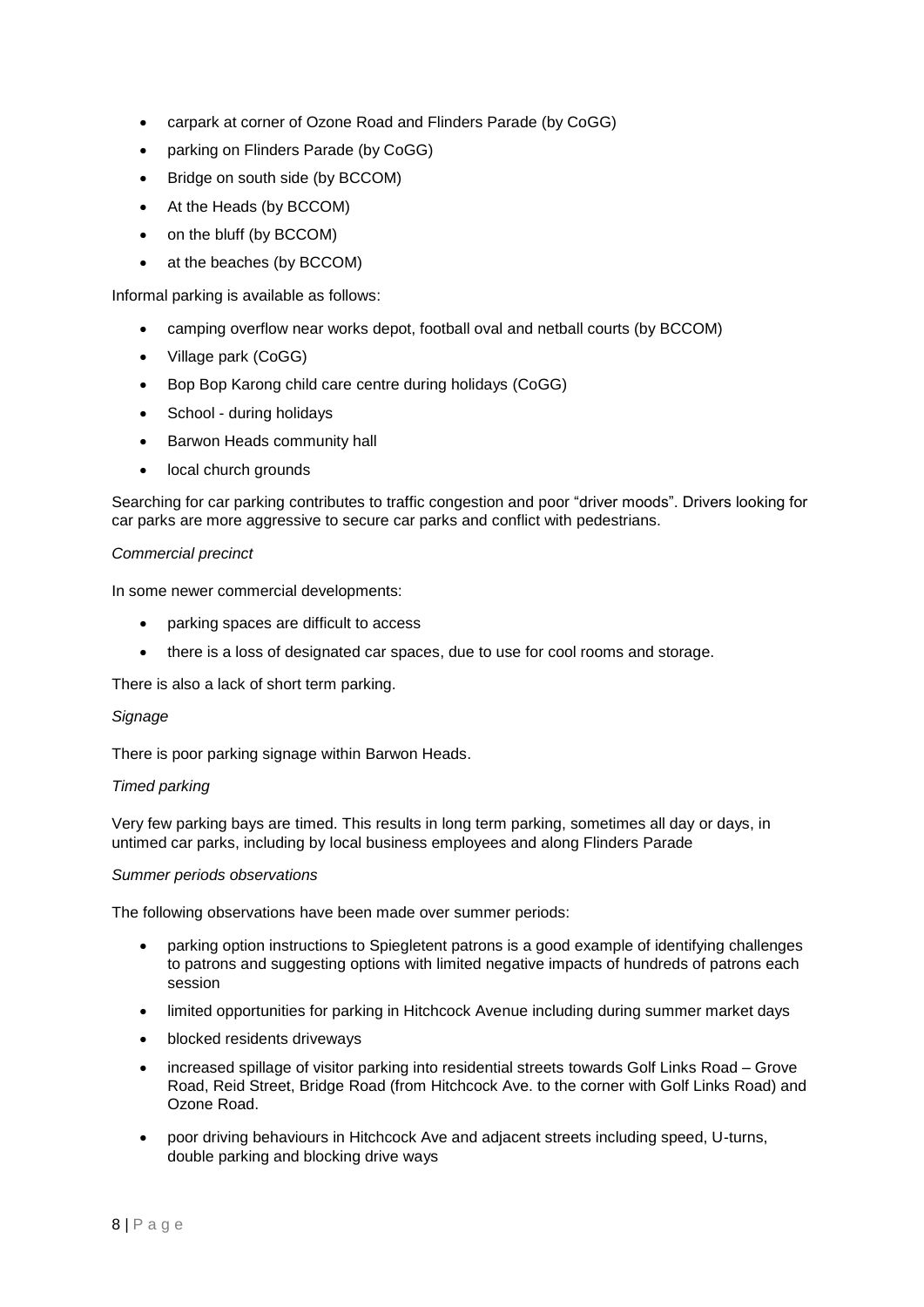- carpark at corner of Ozone Road and Flinders Parade (by CoGG)
- parking on Flinders Parade (by CoGG)
- Bridge on south side (by BCCOM)
- At the Heads (by BCCOM)
- on the bluff (by BCCOM)
- at the beaches (by BCCOM)

Informal parking is available as follows:

- camping overflow near works depot, football oval and netball courts (by BCCOM)
- Village park (CoGG)
- Bop Bop Karong child care centre during holidays (CoGG)
- School - during holidays
- Barwon Heads community hall
- local church grounds

Searching for car parking contributes to traffic congestion and poor "driver moods". Drivers looking for car parks are more aggressive to secure car parks and conflict with pedestrians.

*Commercial precinct*

In some newer commercial developments:

- parking spaces are difficult to access
- there is a loss of designated car spaces, due to use for cool rooms and storage.

There is also a lack of short term parking.

*Signage*

There is poor parking signage within Barwon Heads.

*Timed parking*

Very few parking bays are timed. This results in long term parking, sometimes all day or days, in untimed car parks, including by local business employees and along Flinders Parade

*Summer periods observations*

The following observations have been made over summer periods:

- parking option instructions to Spiegletent patrons is a good example of identifying challenges to patrons and suggesting options with limited negative impacts of hundreds of patrons each session
- limited opportunities for parking in Hitchcock Avenue including during summer market days
- blocked residents driveways
- increased spillage of visitor parking into residential streets towards Golf Links Road – Grove Road, Reid Street, Bridge Road (from Hitchcock Ave. to the corner with Golf Links Road) and Ozone Road.
- poor driving behaviours in Hitchcock Ave and adjacent streets including speed, U-turns, double parking and blocking drive ways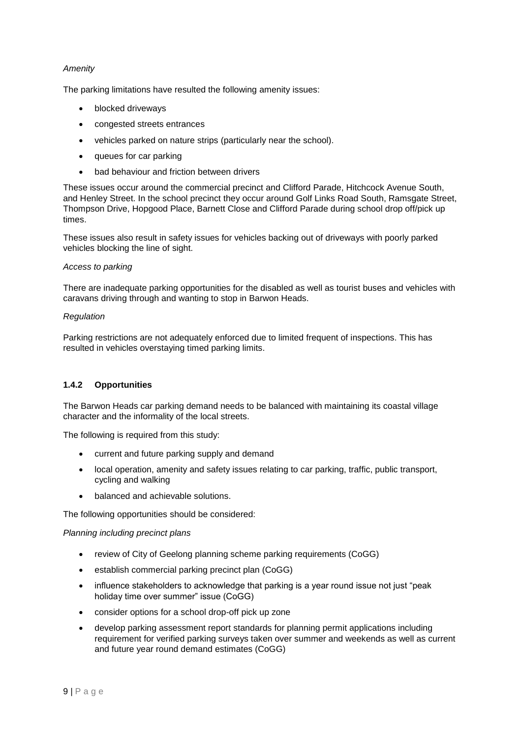*Amenity*

The parking limitations have resulted the following amenity issues:

- blocked driveways
- congested streets entrances
- vehicles parked on nature strips (particularly near the school).
- queues for car parking
- bad behaviour and friction between drivers

These issues occur around the commercial precinct and Clifford Parade, Hitchcock Avenue South, and Henley Street. In the school precinct they occur around Golf Links Road South, Ramsgate Street, Thompson Drive, Hopgood Place, Barnett Close and Clifford Parade during school drop off/pick up times.

These issues also result in safety issues for vehicles backing out of driveways with poorly parked vehicles blocking the line of sight.

*Access to parking*

There are inadequate parking opportunities for the disabled as well as tourist buses and vehicles with caravans driving through and wanting to stop in Barwon Heads.

*Regulation*

Parking restrictions are not adequately enforced due to limited frequent of inspections. This has resulted in vehicles overstaying timed parking limits.

### 1.4.2 Opportunities

The Barwon Heads car parking demand needs to be balanced with maintaining its coastal village character and the informality of the local streets.

The following is required from this study:

- current and future parking supply and demand
- local operation, amenity and safety issues relating to car parking, traffic, public transport, cycling and walking
- balanced and achievable solutions.

The following opportunities should be considered:

*Planning including precinct plans*

- review of City of Geelong planning scheme parking requirements (CoGG)
- establish commercial parking precinct plan (CoGG)
- influence stakeholders to acknowledge that parking is a year round issue not just "peak holiday time over summer" issue (CoGG)
- consider options for a school drop-off pick up zone
- develop parking assessment report standards for planning permit applications including requirement for verified parking surveys taken over summer and weekends as well as current and future year round demand estimates (CoGG)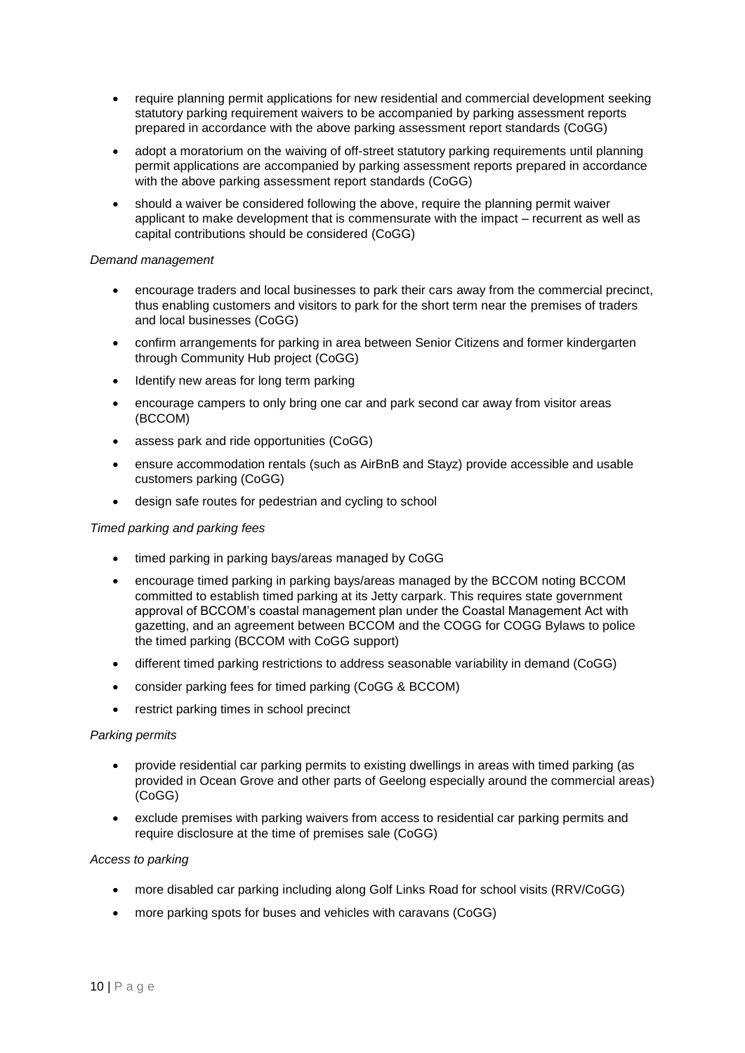- require planning permit applications for new residential and commercial development seeking statutory parking requirement waivers to be accompanied by parking assessment reports prepared in accordance with the above parking assessment report standards (CoGG)
- adopt a moratorium on the waiving of off-street statutory parking requirements until planning permit applications are accompanied by parking assessment reports prepared in accordance with the above parking assessment report standards (CoGG)
- should a waiver be considered following the above, require the planning permit waiver applicant to make development that is commensurate with the impact – recurrent as well as capital contributions should be considered (CoGG)

*Demand management*

- encourage traders and local businesses to park their cars away from the commercial precinct, thus enabling customers and visitors to park for the short term near the premises of traders and local businesses (CoGG)
- confirm arrangements for parking in area between Senior Citizens and former kindergarten through Community Hub project (CoGG)
- Identify new areas for long term parking
- encourage campers to only bring one car and park second car away from visitor areas (BCCOM)
- assess park and ride opportunities (CoGG)
- ensure accommodation rentals (such as AirBnB and Stayz) provide accessible and usable customers parking (CoGG)
- design safe routes for pedestrian and cycling to school

*Timed parking and parking fees*

- timed parking in parking bays/areas managed by CoGG
- encourage timed parking in parking bays/areas managed by the BCCOM noting BCCOM committed to establish timed parking at its Jetty carpark. This requires state government approval of BCCOM's coastal management plan under the Coastal Management Act with gazetting, and an agreement between BCCOM and the COGG for COGG Bylaws to police the timed parking (BCCOM with CoGG support)
- different timed parking restrictions to address seasonable variability in demand (CoGG)
- consider parking fees for timed parking (CoGG & BCCOM)
- restrict parking times in school precinct

*Parking permits*

- provide residential car parking permits to existing dwellings in areas with timed parking (as provided in Ocean Grove and other parts of Geelong especially around the commercial areas) (CoGG)
- exclude premises with parking waivers from access to residential car parking permits and require disclosure at the time of premises sale (CoGG)

*Access to parking*

- more disabled car parking including along Golf Links Road for school visits (RRV/CoGG)
- more parking spots for buses and vehicles with caravans (CoGG)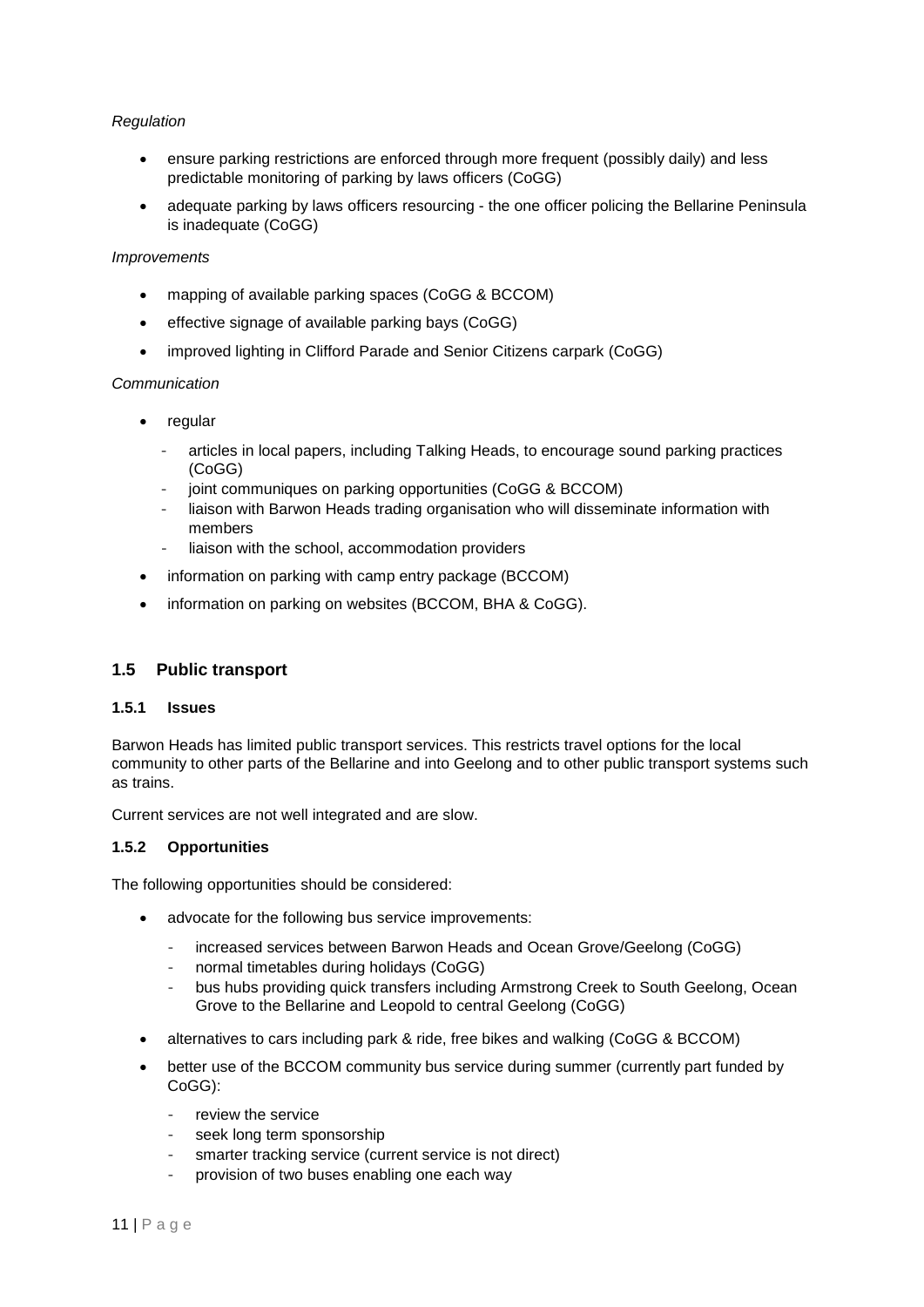*Regulation*

- ensure parking restrictions are enforced through more frequent (possibly daily) and less predictable monitoring of parking by laws officers (CoGG)
- adequate parking by laws officers resourcing - the one officer policing the Bellarine Peninsula is inadequate (CoGG)

*Improvements*

- mapping of available parking spaces (CoGG & BCCOM)
- effective signage of available parking bays (CoGG)
- improved lighting in Clifford Parade and Senior Citizens carpark (CoGG)

*Communication*

- regular
  - articles in local papers, including Talking Heads, to encourage sound parking practices (CoGG)
  - joint communiques on parking opportunities (CoGG & BCCOM)
  - liaison with Barwon Heads trading organisation who will disseminate information with members
  - liaison with the school, accommodation providers
- information on parking with camp entry package (BCCOM)
- information on parking on websites (BCCOM, BHA & CoGG).

## 1.5 Public transport

### 1.5.1 Issues

Barwon Heads has limited public transport services. This restricts travel options for the local community to other parts of the Bellarine and into Geelong and to other public transport systems such as trains.

Current services are not well integrated and are slow.

### 1.5.2 Opportunities

The following opportunities should be considered:

- advocate for the following bus service improvements:
  - increased services between Barwon Heads and Ocean Grove/Geelong (CoGG)
  - normal timetables during holidays (CoGG)
  - bus hubs providing quick transfers including Armstrong Creek to South Geelong, Ocean Grove to the Bellarine and Leopold to central Geelong (CoGG)
- alternatives to cars including park & ride, free bikes and walking (CoGG & BCCOM)
- better use of the BCCOM community bus service during summer (currently part funded by CoGG):
  - review the service
  - seek long term sponsorship
  - smarter tracking service (current service is not direct)
  - provision of two buses enabling one each way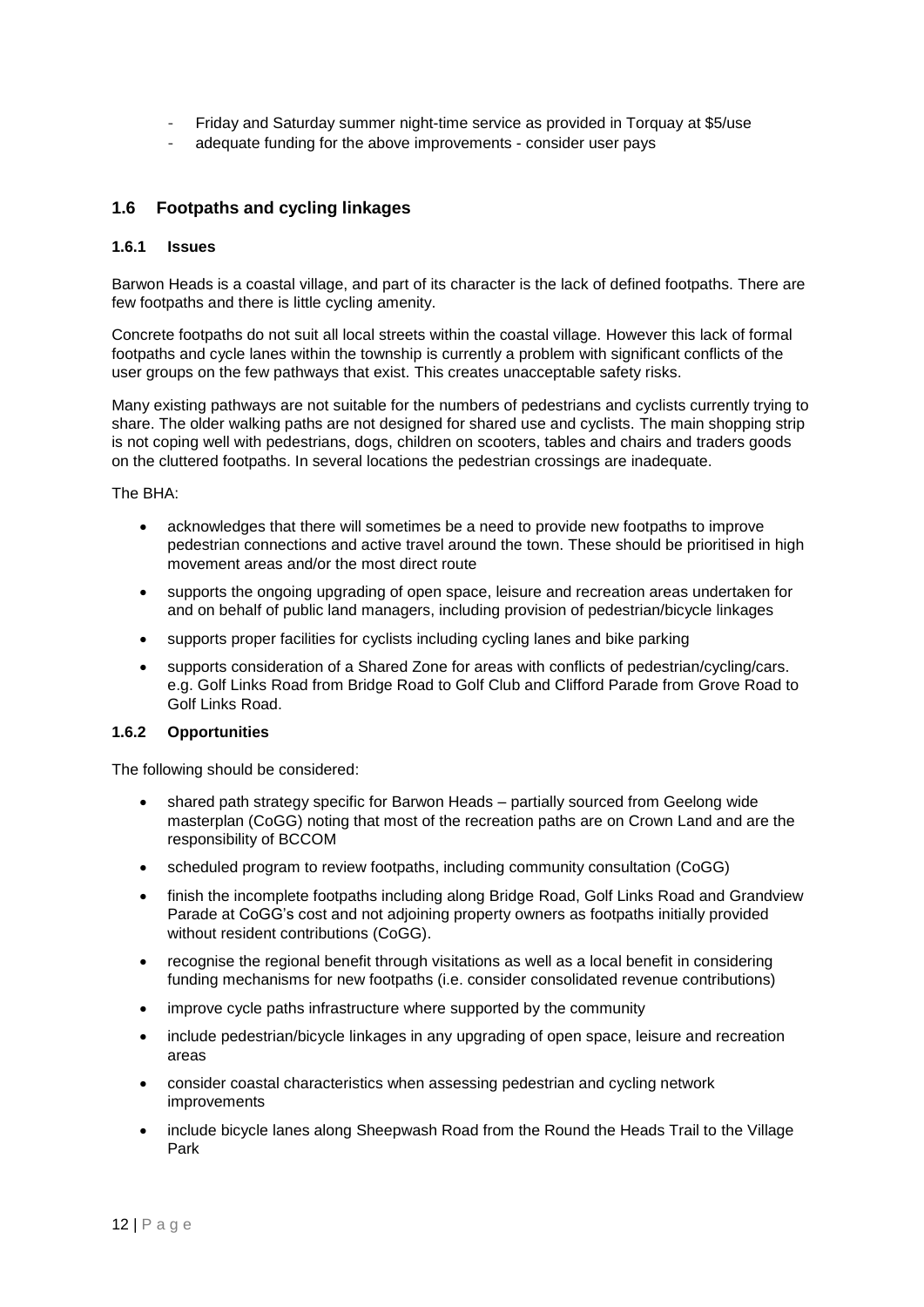- Friday and Saturday summer night-time service as provided in Torquay at $5/use
- adequate funding for the above improvements - consider user pays

## 1.6 Footpaths and cycling linkages

### 1.6.1 Issues

Barwon Heads is a coastal village, and part of its character is the lack of defined footpaths. There are few footpaths and there is little cycling amenity.

Concrete footpaths do not suit all local streets within the coastal village. However this lack of formal footpaths and cycle lanes within the township is currently a problem with significant conflicts of the user groups on the few pathways that exist. This creates unacceptable safety risks.

Many existing pathways are not suitable for the numbers of pedestrians and cyclists currently trying to share. The older walking paths are not designed for shared use and cyclists. The main shopping strip is not coping well with pedestrians, dogs, children on scooters, tables and chairs and traders goods on the cluttered footpaths. In several locations the pedestrian crossings are inadequate.

The BHA:

- acknowledges that there will sometimes be a need to provide new footpaths to improve pedestrian connections and active travel around the town. These should be prioritised in high movement areas and/or the most direct route
- supports the ongoing upgrading of open space, leisure and recreation areas undertaken for and on behalf of public land managers, including provision of pedestrian/bicycle linkages
- supports proper facilities for cyclists including cycling lanes and bike parking
- supports consideration of a Shared Zone for areas with conflicts of pedestrian/cycling/cars. e.g. Golf Links Road from Bridge Road to Golf Club and Clifford Parade from Grove Road to Golf Links Road.

### 1.6.2 Opportunities

The following should be considered:

- shared path strategy specific for Barwon Heads – partially sourced from Geelong wide masterplan (CoGG) noting that most of the recreation paths are on Crown Land and are the responsibility of BCCOM
- scheduled program to review footpaths, including community consultation (CoGG)
- finish the incomplete footpaths including along Bridge Road, Golf Links Road and Grandview Parade at CoGG's cost and not adjoining property owners as footpaths initially provided without resident contributions (CoGG).
- recognise the regional benefit through visitations as well as a local benefit in considering funding mechanisms for new footpaths (i.e. consider consolidated revenue contributions)
- improve cycle paths infrastructure where supported by the community
- include pedestrian/bicycle linkages in any upgrading of open space, leisure and recreation areas
- consider coastal characteristics when assessing pedestrian and cycling network improvements
- include bicycle lanes along Sheepwash Road from the Round the Heads Trail to the Village Park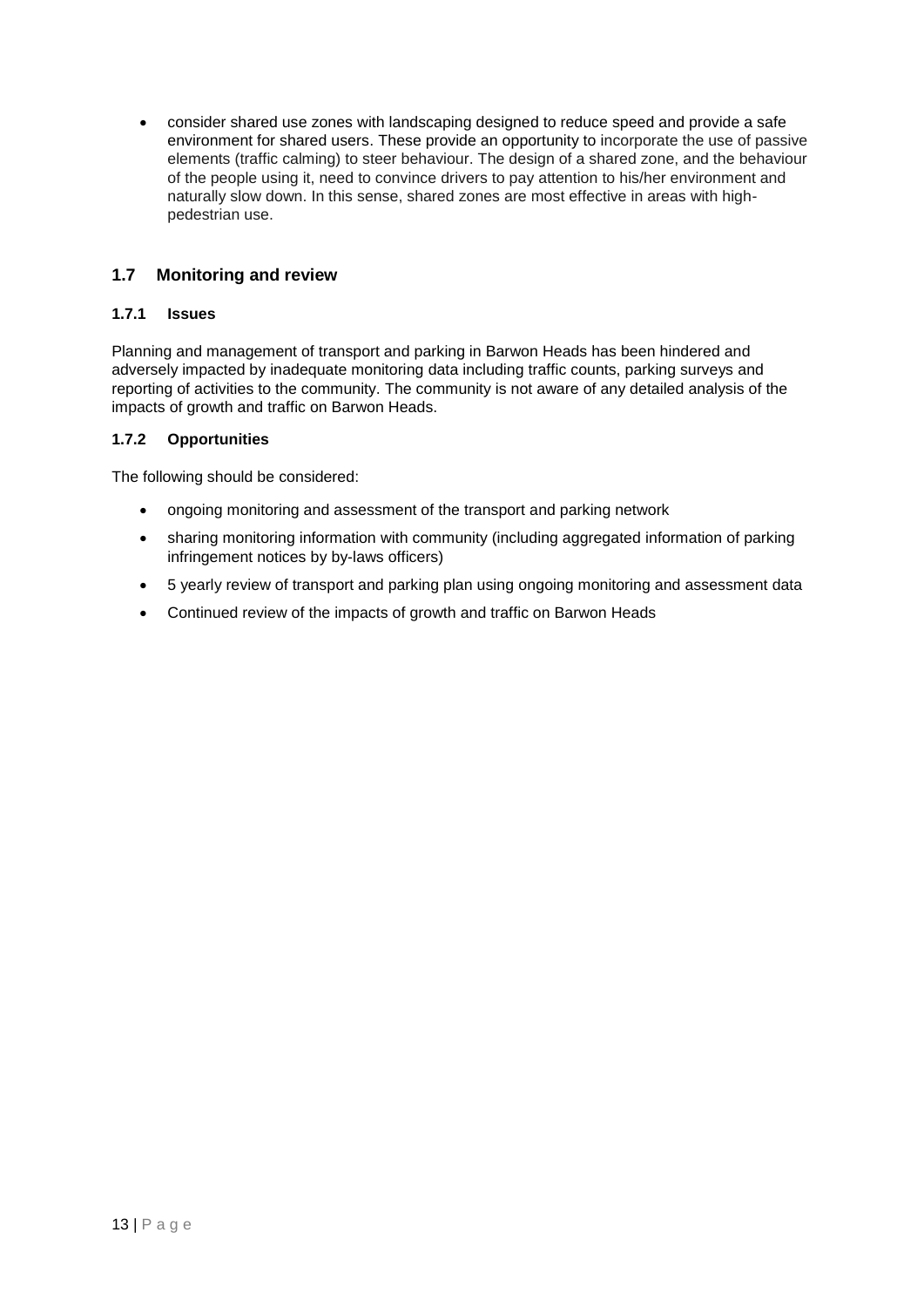- consider shared use zones with landscaping designed to reduce speed and provide a safe environment for shared users. These provide an opportunity to incorporate the use of passive elements (traffic calming) to steer behaviour. The design of a shared zone, and the behaviour of the people using it, need to convince drivers to pay attention to his/her environment and naturally slow down. In this sense, shared zones are most effective in areas with high-pedestrian use.

## 1.7 Monitoring and review

### 1.7.1 Issues

Planning and management of transport and parking in Barwon Heads has been hindered and adversely impacted by inadequate monitoring data including traffic counts, parking surveys and reporting of activities to the community. The community is not aware of any detailed analysis of the impacts of growth and traffic on Barwon Heads.

### 1.7.2 Opportunities

The following should be considered:

- ongoing monitoring and assessment of the transport and parking network
- sharing monitoring information with community (including aggregated information of parking infringement notices by by-laws officers)
- 5 yearly review of transport and parking plan using ongoing monitoring and assessment data
- Continued review of the impacts of growth and traffic on Barwon Heads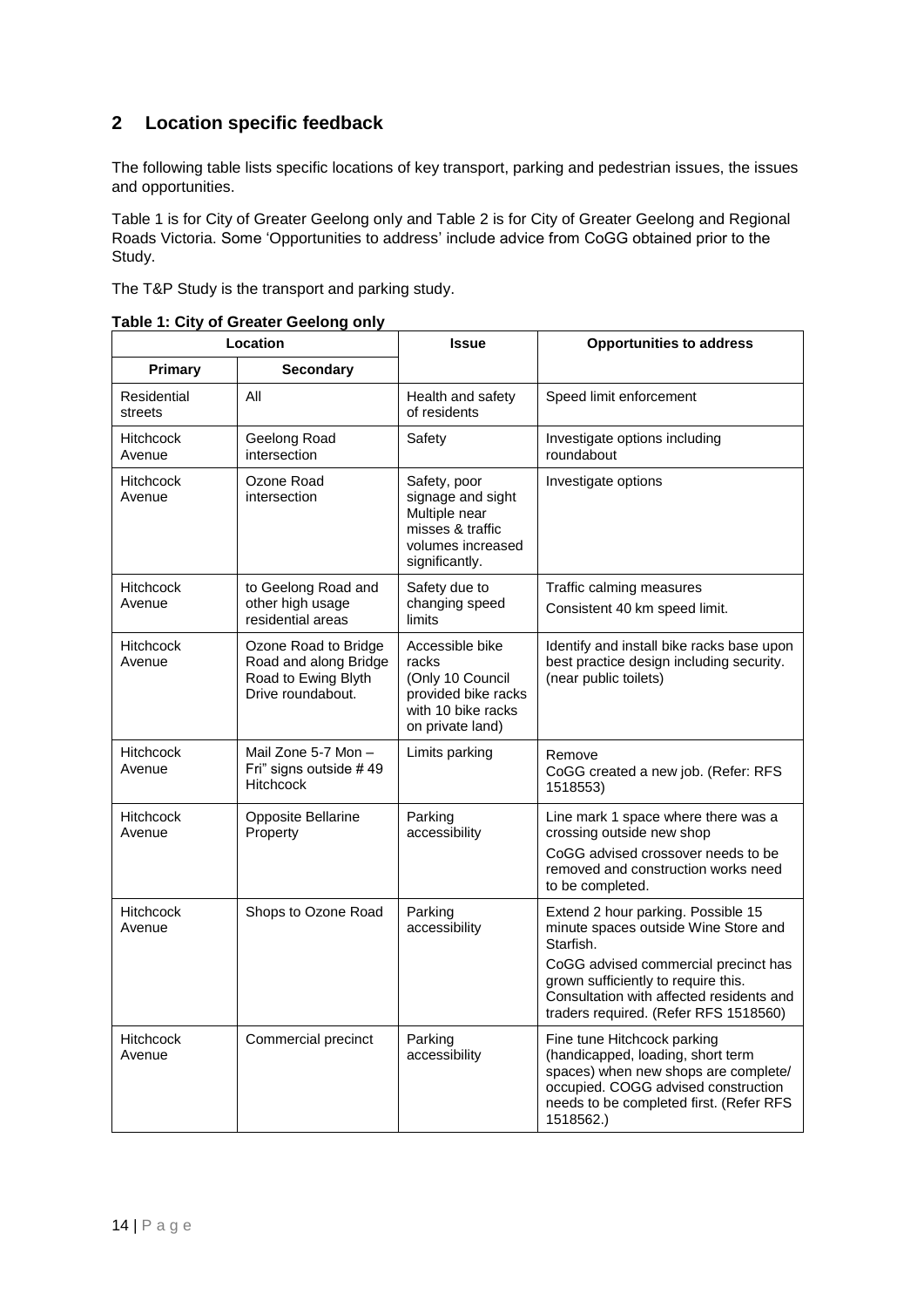## 2 Location specific feedback

The following table lists specific locations of key transport, parking and pedestrian issues, the issues and opportunities.

Table 1 is for City of Greater Geelong only and Table 2 is for City of Greater Geelong and Regional Roads Victoria. Some 'Opportunities to address' include advice from CoGG obtained prior to the Study.

The T&P Study is the transport and parking study.

**Table 1: City of Greater Geelong only**

| Location | | Issue | Opportunities to address |
|---|---|---|---|
| **Primary** | **Secondary** | | |
| Residential streets | All | Health and safety of residents | Speed limit enforcement |
| Hitchcock Avenue | Geelong Road intersection | Safety | Investigate options including roundabout |
| Hitchcock Avenue | Ozone Road intersection | Safety, poor signage and sight Multiple near misses & traffic volumes increased significantly. | Investigate options |
| Hitchcock Avenue | to Geelong Road and other high usage residential areas | Safety due to changing speed limits | Traffic calming measures<br>Consistent 40 km speed limit. |
| Hitchcock Avenue | Ozone Road to Bridge Road and along Bridge Road to Ewing Blyth Drive roundabout. | Accessible bike racks (Only 10 Council provided bike racks with 10 bike racks on private land) | Identify and install bike racks base upon best practice design including security. (near public toilets) |
| Hitchcock Avenue | Mail Zone 5-7 Mon – Fri" signs outside # 49 Hitchcock | Limits parking | Remove<br>CoGG created a new job. (Refer: RFS 1518553) |
| Hitchcock Avenue | Opposite Bellarine Property | Parking accessibility | Line mark 1 space where there was a crossing outside new shop<br>CoGG advised crossover needs to be removed and construction works need to be completed. |
| Hitchcock Avenue | Shops to Ozone Road | Parking accessibility | Extend 2 hour parking. Possible 15 minute spaces outside Wine Store and Starfish.<br>CoGG advised commercial precinct has grown sufficiently to require this. Consultation with affected residents and traders required. (Refer RFS 1518560) |
| Hitchcock Avenue | Commercial precinct | Parking accessibility | Fine tune Hitchcock parking (handicapped, loading, short term spaces) when new shops are complete/ occupied. COGG advised construction needs to be completed first. (Refer RFS 1518562.) |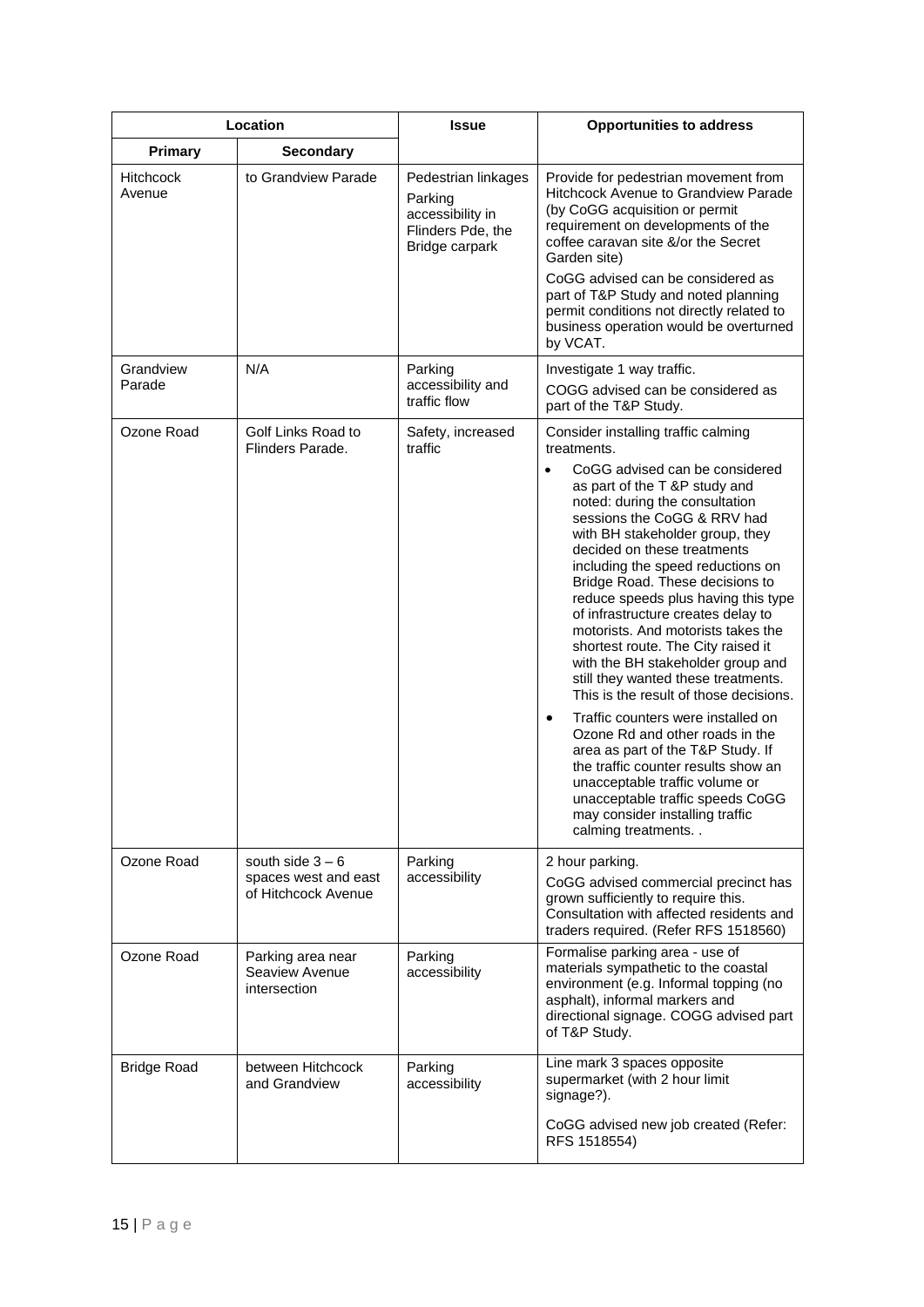| Location | | Issue | Opportunities to address |
|---|---|---|---|
| **Primary** | **Secondary** | | |
| Hitchcock Avenue | to Grandview Parade | Pedestrian linkages<br>Parking accessibility in Flinders Pde, the Bridge carpark | Provide for pedestrian movement from Hitchcock Avenue to Grandview Parade (by CoGG acquisition or permit requirement on developments of the coffee caravan site &/or the Secret Garden site)<br><br>CoGG advised can be considered as part of T&P Study and noted planning permit conditions not directly related to business operation would be overturned by VCAT. |
| Grandview Parade | N/A | Parking accessibility and traffic flow | Investigate 1 way traffic.<br><br>COGG advised can be considered as part of the T&P Study. |
| Ozone Road | Golf Links Road to Flinders Parade. | Safety, increased traffic | Consider installing traffic calming treatments.<br><br>• CoGG advised can be considered as part of the T &P study and noted: during the consultation sessions the CoGG & RRV had with BH stakeholder group, they decided on these treatments including the speed reductions on Bridge Road. These decisions to reduce speeds plus having this type of infrastructure creates delay to motorists. And motorists takes the shortest route. The City raised it with the BH stakeholder group and still they wanted these treatments. This is the result of those decisions.<br><br>• Traffic counters were installed on Ozone Rd and other roads in the area as part of the T&P Study. If the traffic counter results show an unacceptable traffic volume or unacceptable traffic speeds CoGG may consider installing traffic calming treatments. . |
| Ozone Road | south side 3 – 6 spaces west and east of Hitchcock Avenue | Parking accessibility | 2 hour parking.<br><br>CoGG advised commercial precinct has grown sufficiently to require this. Consultation with affected residents and traders required. (Refer RFS 1518560) |
| Ozone Road | Parking area near Seaview Avenue intersection | Parking accessibility | Formalise parking area - use of materials sympathetic to the coastal environment (e.g. Informal topping (no asphalt), informal markers and directional signage. COGG advised part of T&P Study. |
| Bridge Road | between Hitchcock and Grandview | Parking accessibility | Line mark 3 spaces opposite supermarket (with 2 hour limit signage?).<br><br>CoGG advised new job created (Refer: RFS 1518554) |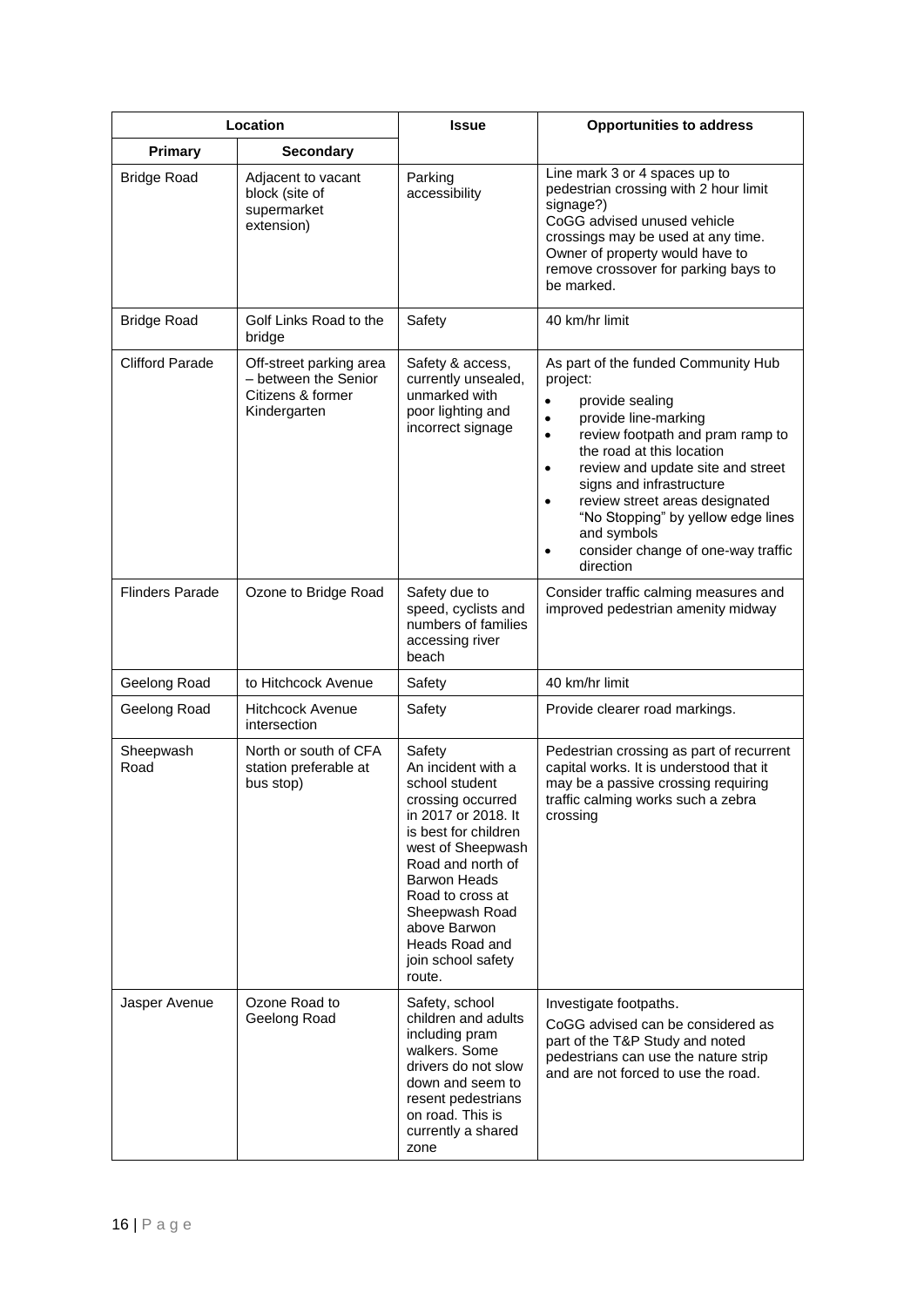| Location | | Issue | Opportunities to address |
|---|---|---|---|
| **Primary** | **Secondary** | | |
| Bridge Road | Adjacent to vacant block (site of supermarket extension) | Parking accessibility | Line mark 3 or 4 spaces up to pedestrian crossing with 2 hour limit signage?) CoGG advised unused vehicle crossings may be used at any time. Owner of property would have to remove crossover for parking bays to be marked. |
| Bridge Road | Golf Links Road to the bridge | Safety | 40 km/hr limit |
| Clifford Parade | Off-street parking area – between the Senior Citizens & former Kindergarten | Safety & access, currently unsealed, unmarked with poor lighting and incorrect signage | As part of the funded Community Hub project: <br>• provide sealing <br>• provide line-marking <br>• review footpath and pram ramp to the road at this location <br>• review and update site and street signs and infrastructure <br>• review street areas designated "No Stopping" by yellow edge lines and symbols <br>• consider change of one-way traffic direction |
| Flinders Parade | Ozone to Bridge Road | Safety due to speed, cyclists and numbers of families accessing river beach | Consider traffic calming measures and improved pedestrian amenity midway |
| Geelong Road | to Hitchcock Avenue | Safety | 40 km/hr limit |
| Geelong Road | Hitchcock Avenue intersection | Safety | Provide clearer road markings. |
| Sheepwash Road | North or south of CFA station preferable at bus stop) | Safety An incident with a school student crossing occurred in 2017 or 2018. It is best for children west of Sheepwash Road and north of Barwon Heads Road to cross at Sheepwash Road above Barwon Heads Road and join school safety route. | Pedestrian crossing as part of recurrent capital works. It is understood that it may be a passive crossing requiring traffic calming works such a zebra crossing |
| Jasper Avenue | Ozone Road to Geelong Road | Safety, school children and adults including pram walkers. Some drivers do not slow down and seem to resent pedestrians on road. This is currently a shared zone | Investigate footpaths. <br>CoGG advised can be considered as part of the T&P Study and noted pedestrians can use the nature strip and are not forced to use the road. |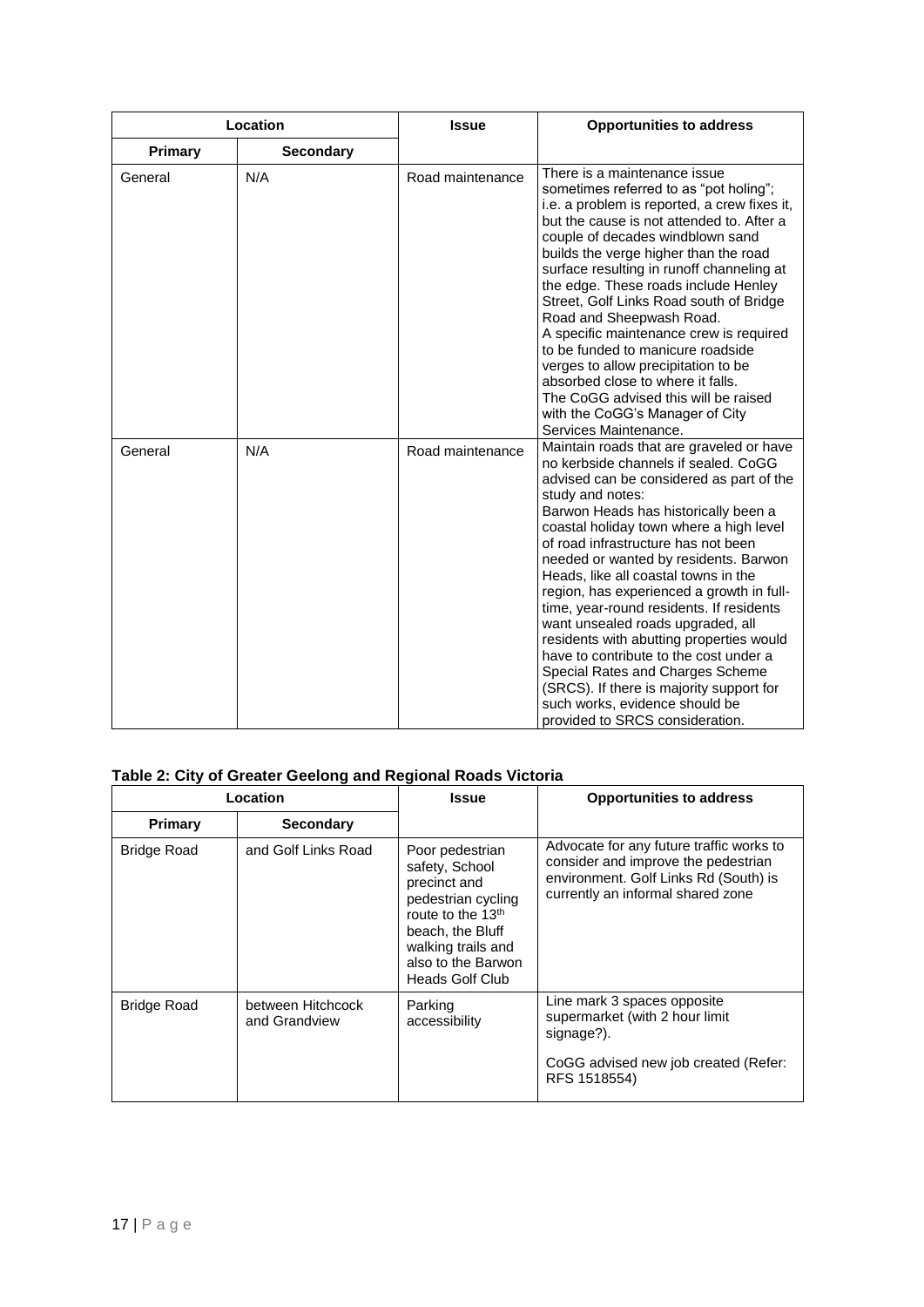| Location | | Issue | Opportunities to address |
|---|---|---|---|
| Primary | Secondary | | |
| General | N/A | Road maintenance | There is a maintenance issue sometimes referred to as "pot holing"; i.e. a problem is reported, a crew fixes it, but the cause is not attended to. After a couple of decades windblown sand builds the verge higher than the road surface resulting in runoff channeling at the edge. These roads include Henley Street, Golf Links Road south of Bridge Road and Sheepwash Road.<br>A specific maintenance crew is required to be funded to manicure roadside verges to allow precipitation to be absorbed close to where it falls.<br>The CoGG advised this will be raised with the CoGG's Manager of City Services Maintenance. |
| General | N/A | Road maintenance | Maintain roads that are graveled or have no kerbside channels if sealed. CoGG advised can be considered as part of the study and notes:<br>Barwon Heads has historically been a coastal holiday town where a high level of road infrastructure has not been needed or wanted by residents. Barwon Heads, like all coastal towns in the region, has experienced a growth in full-time, year-round residents. If residents want unsealed roads upgraded, all residents with abutting properties would have to contribute to the cost under a Special Rates and Charges Scheme (SRCS). If there is majority support for such works, evidence should be provided to SRCS consideration. |

**Table 2: City of Greater Geelong and Regional Roads Victoria**

| Location | | Issue | Opportunities to address |
|---|---|---|---|
| Primary | Secondary | | |
| Bridge Road | and Golf Links Road | Poor pedestrian safety, School precinct and pedestrian cycling route to the 13th beach, the Bluff walking trails and also to the Barwon Heads Golf Club | Advocate for any future traffic works to consider and improve the pedestrian environment. Golf Links Rd (South) is currently an informal shared zone |
| Bridge Road | between Hitchcock and Grandview | Parking accessibility | Line mark 3 spaces opposite supermarket (with 2 hour limit signage?).<br><br>CoGG advised new job created (Refer: RFS 1518554) |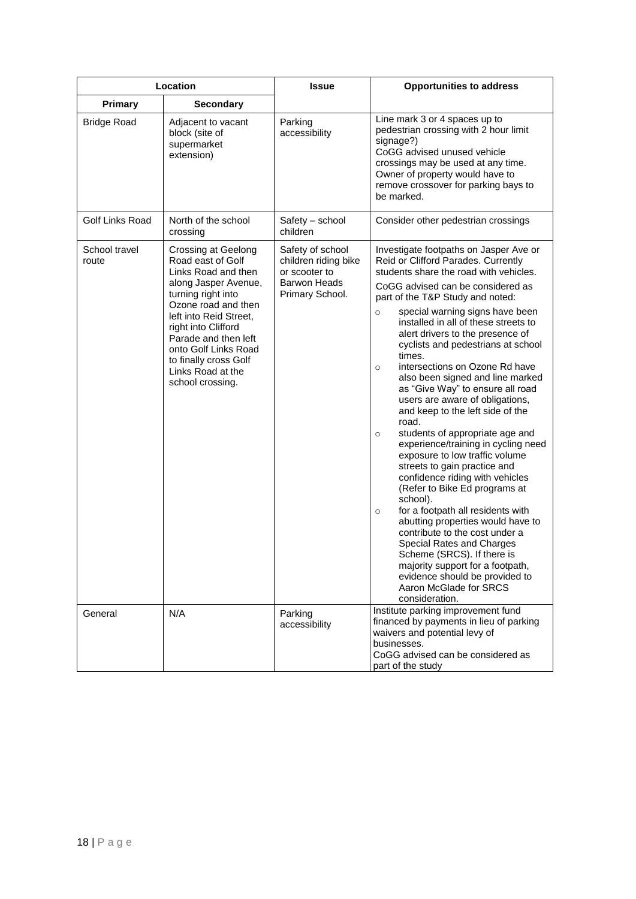| Location | | Issue | Opportunities to address |
|---|---|---|---|
| **Primary** | **Secondary** | | |
| Bridge Road | Adjacent to vacant block (site of supermarket extension) | Parking accessibility | Line mark 3 or 4 spaces up to pedestrian crossing with 2 hour limit signage?)<br>CoGG advised unused vehicle crossings may be used at any time. Owner of property would have to remove crossover for parking bays to be marked. |
| Golf Links Road | North of the school crossing | Safety – school children | Consider other pedestrian crossings |
| School travel route | Crossing at Geelong Road east of Golf Links Road and then along Jasper Avenue, turning right into Ozone road and then left into Reid Street, right into Clifford Parade and then left onto Golf Links Road to finally cross Golf Links Road at the school crossing. | Safety of school children riding bike or scooter to Barwon Heads Primary School. | Investigate footpaths on Jasper Ave or Reid or Clifford Parades. Currently students share the road with vehicles.<br>CoGG advised can be considered as part of the T&P Study and noted:<br>○ special warning signs have been installed in all of these streets to alert drivers to the presence of cyclists and pedestrians at school times.<br>○ intersections on Ozone Rd have also been signed and line marked as "Give Way" to ensure all road users are aware of obligations, and keep to the left side of the road.<br>○ students of appropriate age and experience/training in cycling need exposure to low traffic volume streets to gain practice and confidence riding with vehicles (Refer to Bike Ed programs at school).<br>○ for a footpath all residents with abutting properties would have to contribute to the cost under a Special Rates and Charges Scheme (SRCS). If there is majority support for a footpath, evidence should be provided to Aaron McGlade for SRCS consideration. |
| General | N/A | Parking accessibility | Institute parking improvement fund financed by payments in lieu of parking waivers and potential levy of businesses.<br>CoGG advised can be considered as part of the study |